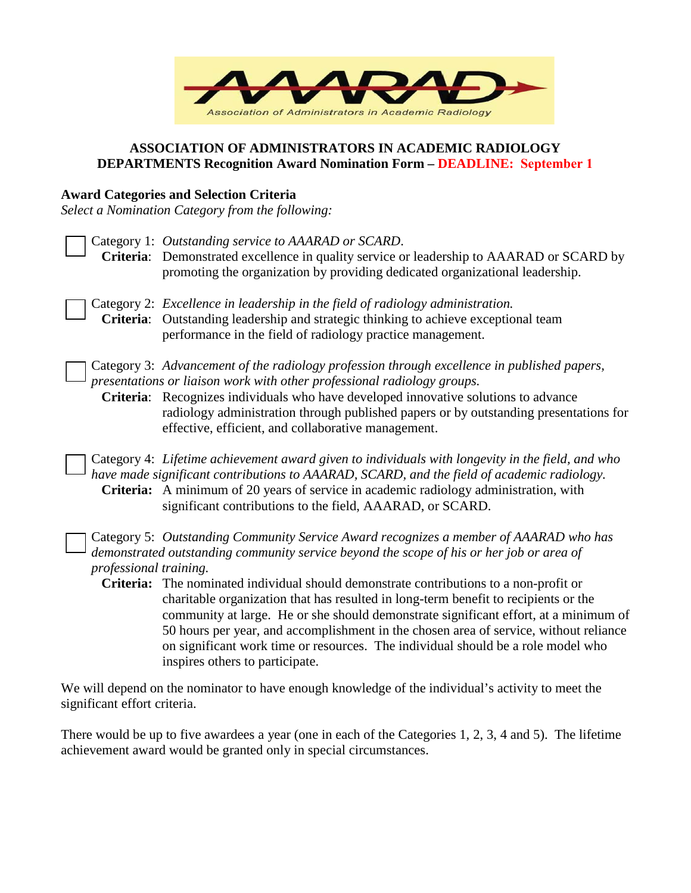AAARAD

Association of Administrators in Academic Radiology

**ASSOCIATION OF ADMINISTRATORS IN ACADEMIC RADIOLOGY DEPARTMENTS Recognition Award Nomination Form – DEADLINE: September 1**

**Award Categories and Selection Criteria**

*Select a Nomination Category from the following:*

☐ Category 1: *Outstanding service to AAARAD or SCARD.*
**Criteria**: Demonstrated excellence in quality service or leadership to AAARAD or SCARD by promoting the organization by providing dedicated organizational leadership.

☐ Category 2: *Excellence in leadership in the field of radiology administration.*
**Criteria**: Outstanding leadership and strategic thinking to achieve exceptional team performance in the field of radiology practice management.

☐ Category 3: *Advancement of the radiology profession through excellence in published papers, presentations or liaison work with other professional radiology groups.*
**Criteria**: Recognizes individuals who have developed innovative solutions to advance radiology administration through published papers or by outstanding presentations for effective, efficient, and collaborative management.

☐ Category 4: *Lifetime achievement award given to individuals with longevity in the field, and who have made significant contributions to AAARAD, SCARD, and the field of academic radiology.*
**Criteria:** A minimum of 20 years of service in academic radiology administration, with significant contributions to the field, AAARAD, or SCARD.

☐ Category 5: *Outstanding Community Service Award recognizes a member of AAARAD who has demonstrated outstanding community service beyond the scope of his or her job or area of professional training.*
**Criteria:** The nominated individual should demonstrate contributions to a non-profit or charitable organization that has resulted in long-term benefit to recipients or the community at large. He or she should demonstrate significant effort, at a minimum of 50 hours per year, and accomplishment in the chosen area of service, without reliance on significant work time or resources. The individual should be a role model who inspires others to participate.

We will depend on the nominator to have enough knowledge of the individual's activity to meet the significant effort criteria.

There would be up to five awardees a year (one in each of the Categories 1, 2, 3, 4 and 5). The lifetime achievement award would be granted only in special circumstances.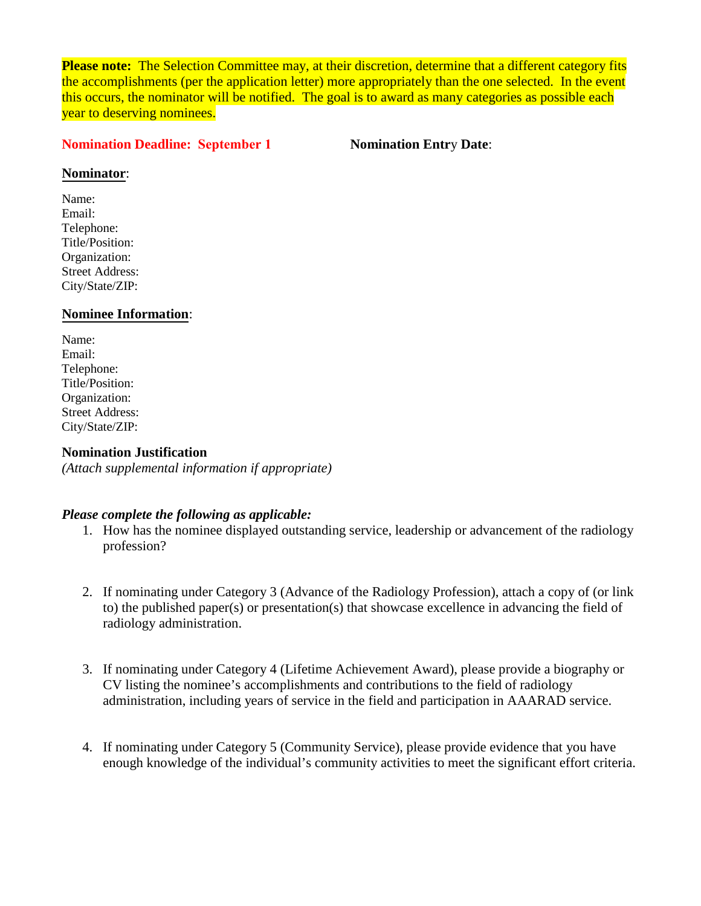**Please note:** The Selection Committee may, at their discretion, determine that a different category fits the accomplishments (per the application letter) more appropriately than the one selected. In the event this occurs, the nominator will be notified. The goal is to award as many categories as possible each year to deserving nominees.

**Nomination Deadline: September 1** **Nomination Entry Date**:

**Nominator**:

Name:
Email:
Telephone:
Title/Position:
Organization:
Street Address:
City/State/ZIP:

**Nominee Information**:

Name:
Email:
Telephone:
Title/Position:
Organization:
Street Address:
City/State/ZIP:

**Nomination Justification**
*(Attach supplemental information if appropriate)*

***Please complete the following as applicable:***

1. How has the nominee displayed outstanding service, leadership or advancement of the radiology profession?

2. If nominating under Category 3 (Advance of the Radiology Profession), attach a copy of (or link to) the published paper(s) or presentation(s) that showcase excellence in advancing the field of radiology administration.

3. If nominating under Category 4 (Lifetime Achievement Award), please provide a biography or CV listing the nominee's accomplishments and contributions to the field of radiology administration, including years of service in the field and participation in AAARAD service.

4. If nominating under Category 5 (Community Service), please provide evidence that you have enough knowledge of the individual's community activities to meet the significant effort criteria.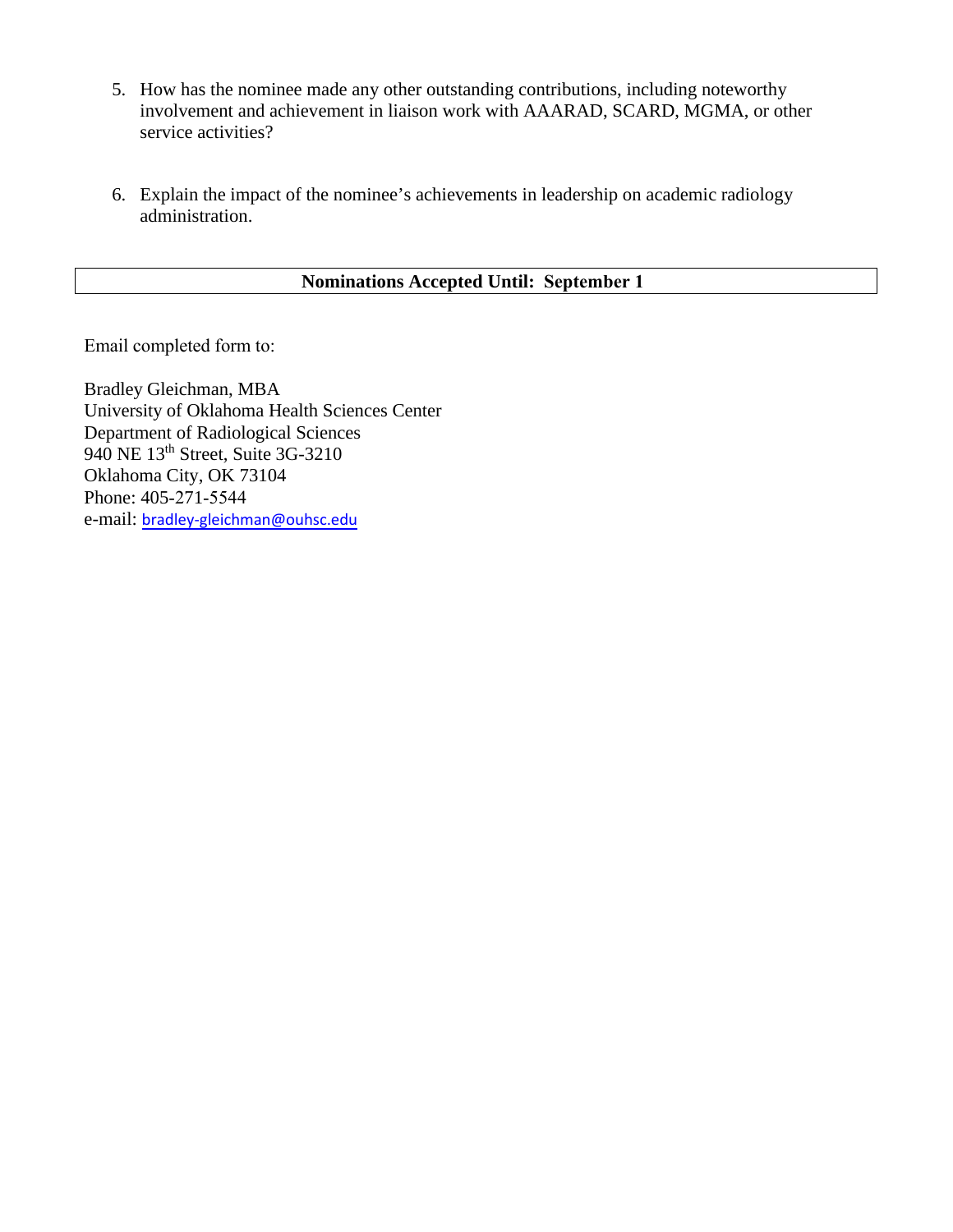5. How has the nominee made any other outstanding contributions, including noteworthy involvement and achievement in liaison work with AAARAD, SCARD, MGMA, or other service activities?

6. Explain the impact of the nominee's achievements in leadership on academic radiology administration.

**Nominations Accepted Until: September 1**

Email completed form to:

Bradley Gleichman, MBA
University of Oklahoma Health Sciences Center
Department of Radiological Sciences
940 NE 13th Street, Suite 3G-3210
Oklahoma City, OK 73104
Phone: 405-271-5544
e-mail: bradley-gleichman@ouhsc.edu